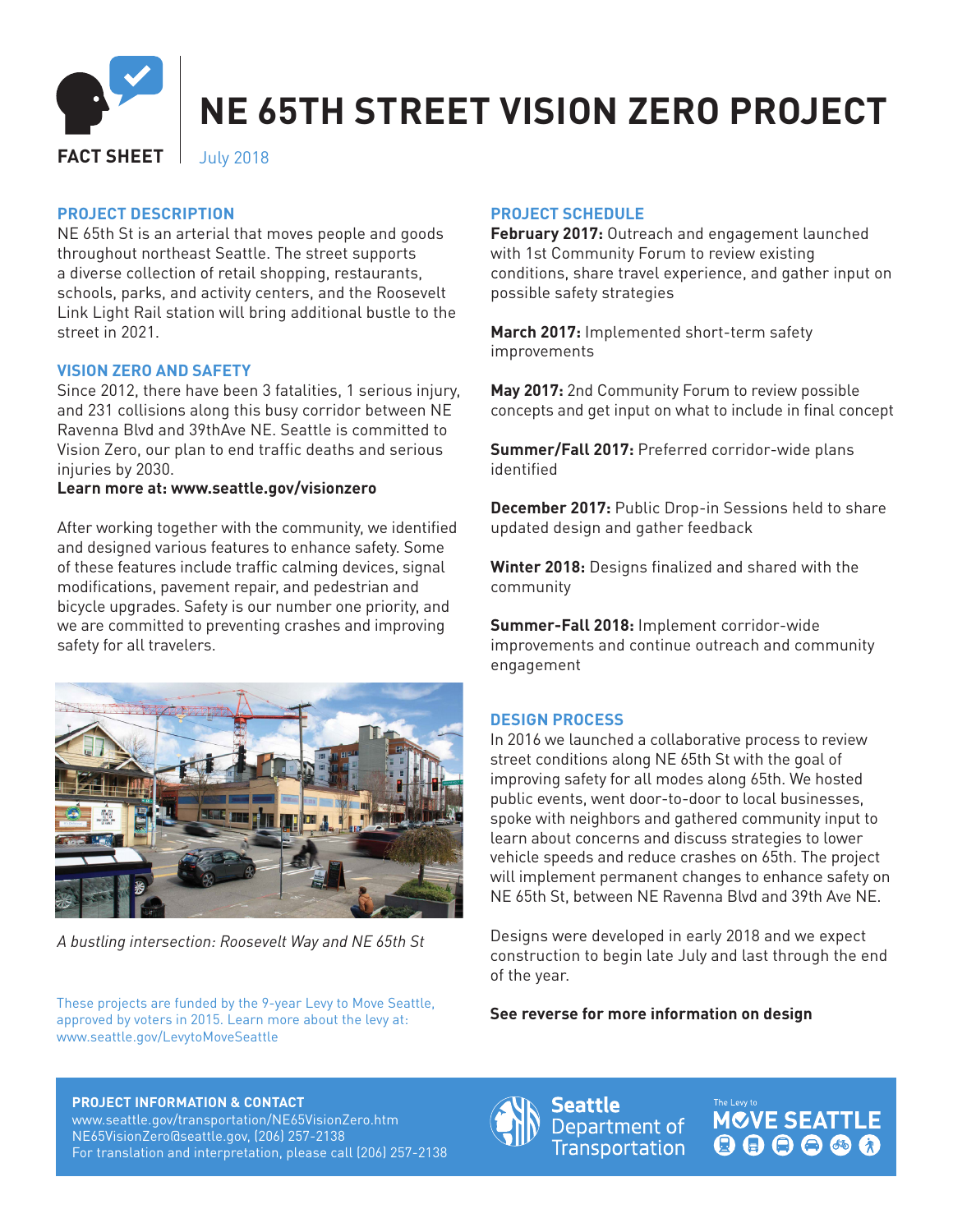# NE 65TH STREET VISION ZERO PROJECT

**FACT SHEET** July 2018

## PROJECT DESCRIPTION

NE 65th St is an arterial that moves people and goods throughout northeast Seattle. The street supports a diverse collection of retail shopping, restaurants, schools, parks, and activity centers, and the Roosevelt Link Light Rail station will bring additional bustle to the street in 2021.

## VISION ZERO AND SAFETY

Since 2012, there have been 3 fatalities, 1 serious injury, and 231 collisions along this busy corridor between NE Ravenna Blvd and 39thAve NE. Seattle is committed to Vision Zero, our plan to end traffic deaths and serious injuries by 2030.

**Learn more at: www.seattle.gov/visionzero**

After working together with the community, we identified and designed various features to enhance safety. Some of these features include traffic calming devices, signal modifications, pavement repair, and pedestrian and bicycle upgrades. Safety is our number one priority, and we are committed to preventing crashes and improving safety for all travelers.

*A bustling intersection: Roosevelt Way and NE 65th St*

These projects are funded by the 9-year Levy to Move Seattle, approved by voters in 2015. Learn more about the levy at: www.seattle.gov/LevytoMoveSeattle

## PROJECT SCHEDULE

**February 2017:** Outreach and engagement launched with 1st Community Forum to review existing conditions, share travel experience, and gather input on possible safety strategies

**March 2017:** Implemented short-term safety improvements

**May 2017:** 2nd Community Forum to review possible concepts and get input on what to include in final concept

**Summer/Fall 2017:** Preferred corridor-wide plans identified

**December 2017:** Public Drop-in Sessions held to share updated design and gather feedback

**Winter 2018:** Designs finalized and shared with the community

**Summer-Fall 2018:** Implement corridor-wide improvements and continue outreach and community engagement

## DESIGN PROCESS

In 2016 we launched a collaborative process to review street conditions along NE 65th St with the goal of improving safety for all modes along 65th. We hosted public events, went door-to-door to local businesses, spoke with neighbors and gathered community input to learn about concerns and discuss strategies to lower vehicle speeds and reduce crashes on 65th. The project will implement permanent changes to enhance safety on NE 65th St, between NE Ravenna Blvd and 39th Ave NE.

Designs were developed in early 2018 and we expect construction to begin late July and last through the end of the year.

**See reverse for more information on design**

**PROJECT INFORMATION & CONTACT**
www.seattle.gov/transportation/NE65VisionZero.htm
NE65VisionZero@seattle.gov, (206) 257-2138
For translation and interpretation, please call (206) 257-2138

Seattle Department of Transportation

The Levy to MOVE SEATTLE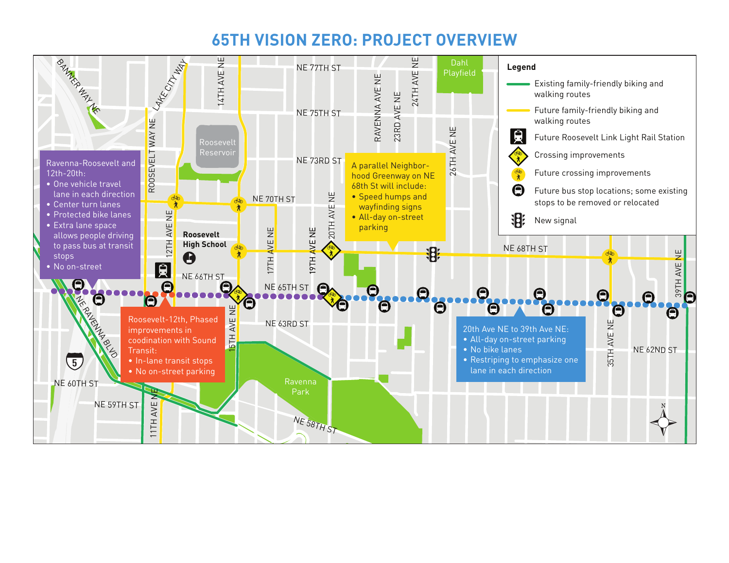# 65TH VISION ZERO: PROJECT OVERVIEW

**Legend**

- Existing family-friendly biking and walking routes
- Future family-friendly biking and walking routes
- Future Roosevelt Link Light Rail Station
- Crossing improvements
- Future crossing improvements
- Future bus stop locations; some existing stops to be removed or relocated
- New signal

Ravenna-Roosevelt and 12th-20th:
- One vehicle travel lane in each direction
- Center turn lanes
- Protected bike lanes
- Extra lane space allows people driving to pass bus at transit stops
- No on-street parking

A parallel Neighborhood Greenway on NE 68th St will include:
- Speed humps and wayfinding signs
- All-day on-street parking

Roosevelt-12th, Phased improvements in coodination with Sound Transit:
- In-lane transit stops
- No on-street parking

20th Ave NE to 39th Ave NE:
- All-day on-street parking
- No bike lanes
- Restriping to emphasize one lane in each direction

BANNER WAY NE
LAKE CITY WAY
14TH AVE NE
NE 77TH ST
RAVENNA AVE NE
23RD AVE NE
24TH AVE NE
Dahl Playfield
NE 75TH ST
ROOSEVELT WAY NE
Roosevelt Reservoir
26TH AVE NE
NE 73RD ST
NE 70TH ST
20TH AVE NE
12TH AVE NE
Roosevelt High School
17TH AVE NE
19TH AVE NE
NE 68TH ST
39TH AVE NE
NE 66TH ST
NE 65TH ST
NE RAVENNA BLVD
NE 63RD ST
15TH AVE NE
35TH AVE NE
NE 62ND ST
5
Ravenna Park
NE 60TH ST
NE 59TH ST
11TH AVE NE
NE 58TH ST
N